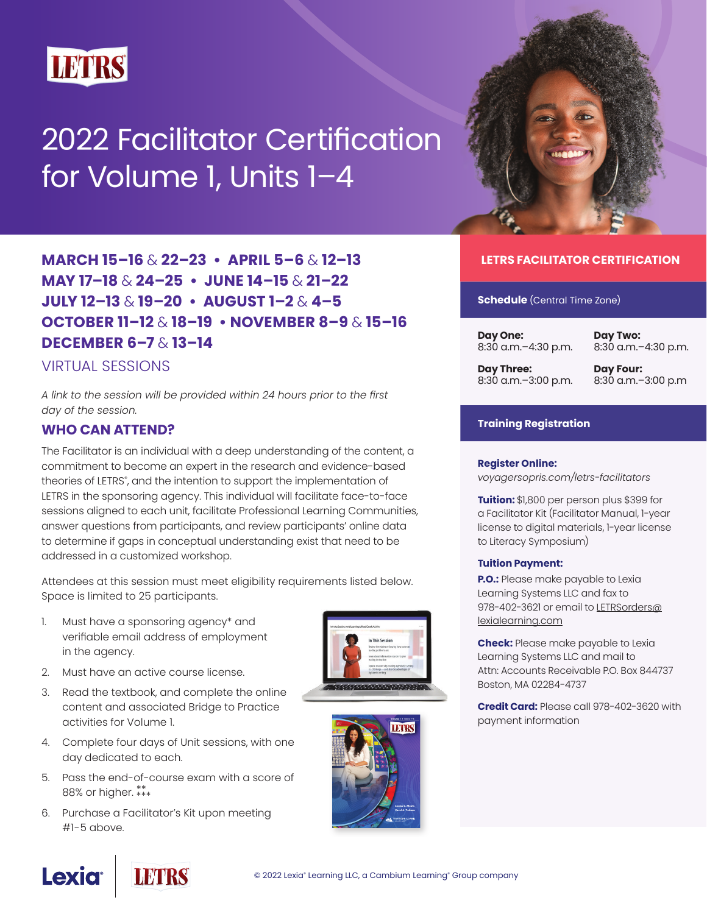LETRS

# 2022 Facilitator Certification for Volume 1, Units 1–4

## MARCH 15–16 & 22–23 • APRIL 5–6 & 12–13 MAY 17–18 & 24–25 • JUNE 14–15 & 21–22 JULY 12–13 & 19–20 • AUGUST 1–2 & 4–5 OCTOBER 11–12 & 18–19 • NOVEMBER 8–9 & 15–16 DECEMBER 6–7 & 13–14

VIRTUAL SESSIONS

*A link to the session will be provided within 24 hours prior to the first day of the session.*

### WHO CAN ATTEND?

The Facilitator is an individual with a deep understanding of the content, a commitment to become an expert in the research and evidence-based theories of LETRS®, and the intention to support the implementation of LETRS in the sponsoring agency. This individual will facilitate face-to-face sessions aligned to each unit, facilitate Professional Learning Communities, answer questions from participants, and review participants' online data to determine if gaps in conceptual understanding exist that need to be addressed in a customized workshop.

Attendees at this session must meet eligibility requirements listed below. Space is limited to 25 participants.

1. Must have a sponsoring agency* and verifiable email address of employment in the agency.
2. Must have an active course license.
3. Read the textbook, and complete the online content and associated Bridge to Practice activities for Volume 1.
4. Complete four days of Unit sessions, with one day dedicated to each.
5. Pass the end-of-course exam with a score of 88% or higher. ** ***
6. Purchase a Facilitator's Kit upon meeting #1-5 above.

## LETRS FACILITATOR CERTIFICATION

### Schedule (Central Time Zone)

**Day One:**
8:30 a.m.–4:30 p.m.

**Day Two:**
8:30 a.m.–4:30 p.m.

**Day Three:**
8:30 a.m.–3:00 p.m.

**Day Four:**
8:30 a.m.–3:00 p.m

### Training Registration

**Register Online:**
*voyagersopris.com/letrs-facilitators*

**Tuition:** $1,800 per person plus $399 for a Facilitator Kit (Facilitator Manual, 1-year license to digital materials, 1-year license to Literacy Symposium)

**Tuition Payment:**

**P.O.:** Please make payable to Lexia Learning Systems LLC and fax to 978-402-3621 or email to LETRSorders@lexialearning.com

**Check:** Please make payable to Lexia Learning Systems LLC and mail to Attn: Accounts Receivable P.O. Box 844737 Boston, MA 02284-4737

**Credit Card:** Please call 978-402-3620 with payment information

Lexia | LETRS

© 2022 Lexia® Learning LLC, a Cambium Learning® Group company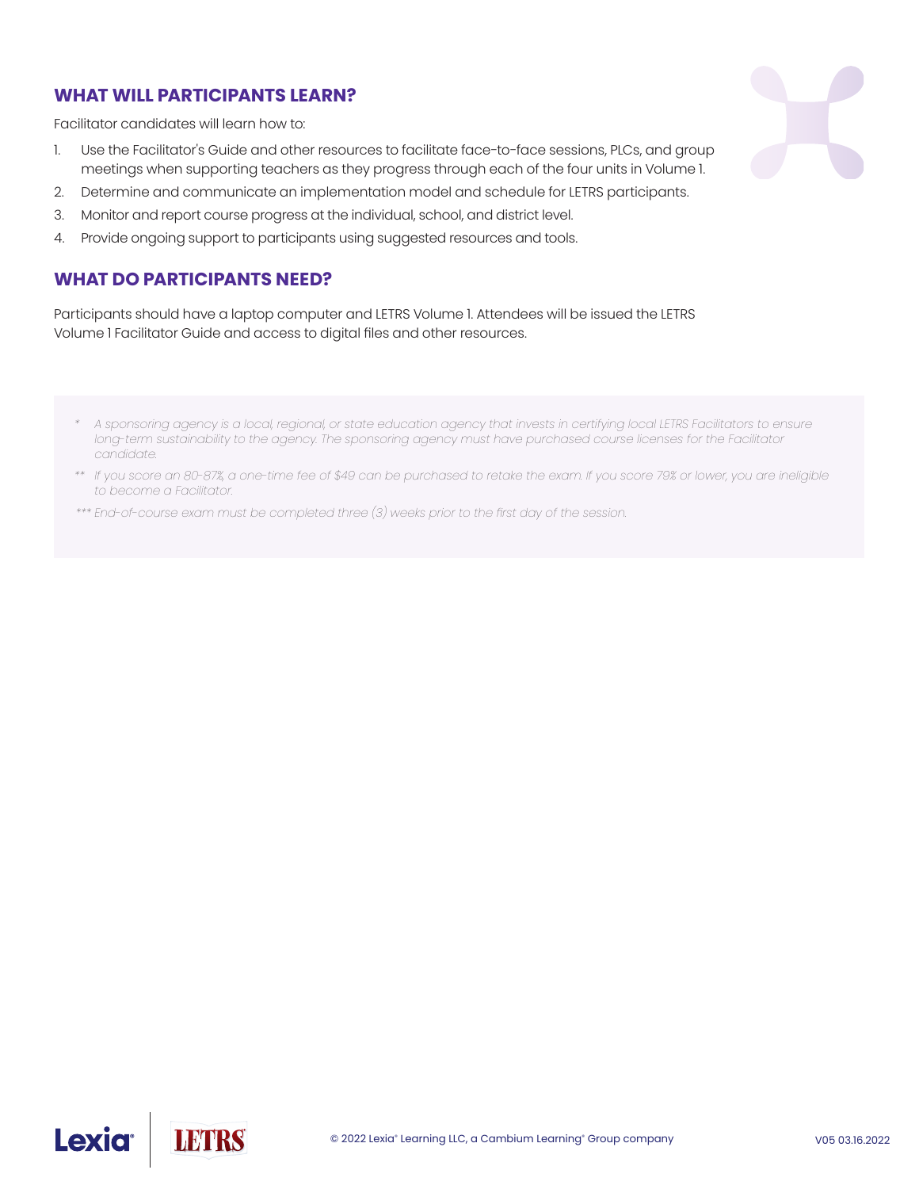## WHAT WILL PARTICIPANTS LEARN?

Facilitator candidates will learn how to:

1. Use the Facilitator's Guide and other resources to facilitate face-to-face sessions, PLCs, and group meetings when supporting teachers as they progress through each of the four units in Volume 1.
2. Determine and communicate an implementation model and schedule for LETRS participants.
3. Monitor and report course progress at the individual, school, and district level.
4. Provide ongoing support to participants using suggested resources and tools.

## WHAT DO PARTICIPANTS NEED?

Participants should have a laptop computer and LETRS Volume 1. Attendees will be issued the LETRS Volume 1 Facilitator Guide and access to digital files and other resources.

*\* A sponsoring agency is a local, regional, or state education agency that invests in certifying local LETRS Facilitators to ensure long-term sustainability to the agency. The sponsoring agency must have purchased course licenses for the Facilitator candidate.*

*\*\* If you score an 80-87%, a one-time fee of $49 can be purchased to retake the exam. If you score 79% or lower, you are ineligible to become a Facilitator.*

*\*\*\* End-of-course exam must be completed three (3) weeks prior to the first day of the session.*

© 2022 Lexia® Learning LLC, a Cambium Learning® Group company

V05 03.16.2022